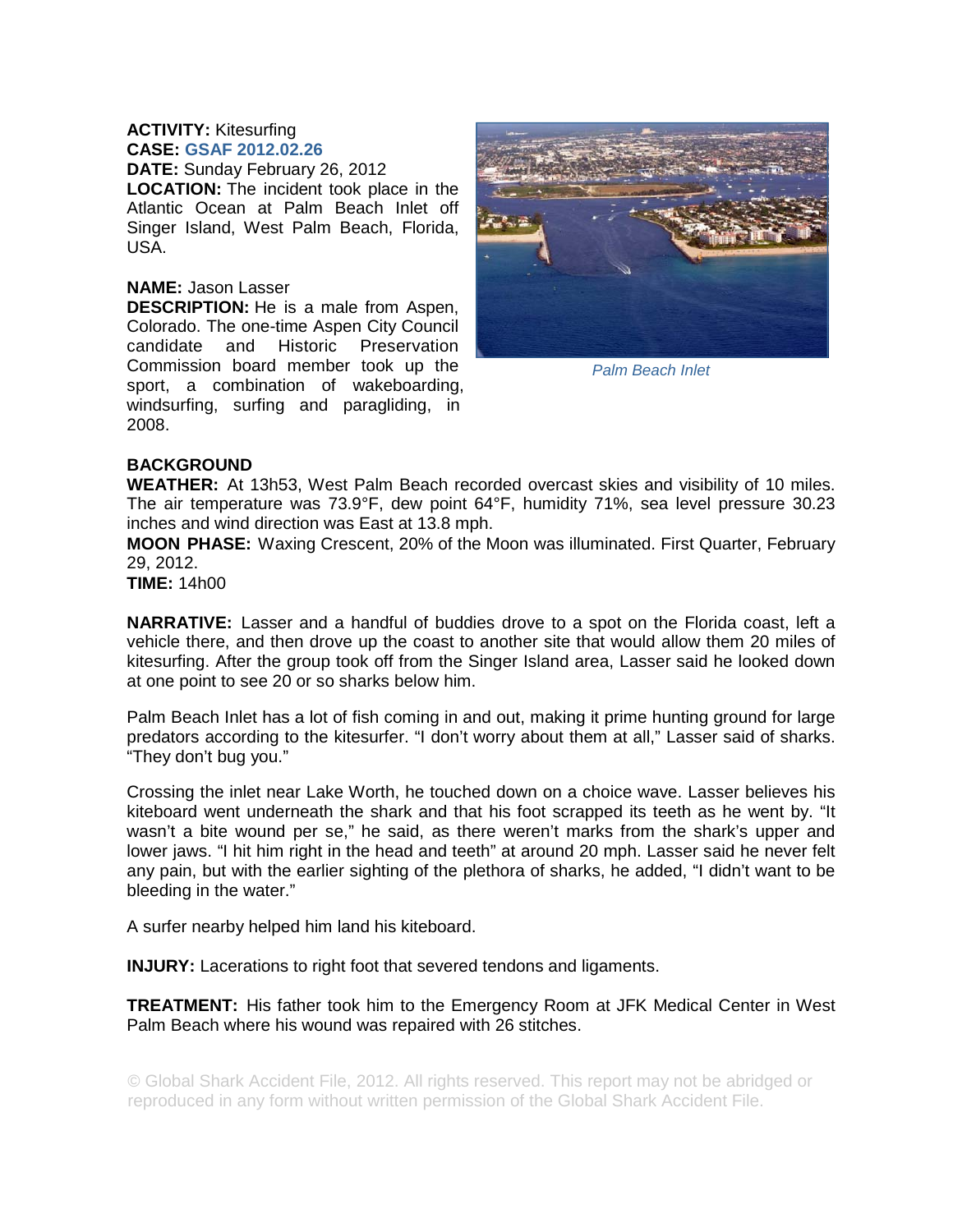**ACTIVITY:** Kitesurfing
**CASE:** GSAF 2012.02.26
**DATE:** Sunday February 26, 2012
**LOCATION:** The incident took place in the Atlantic Ocean at Palm Beach Inlet off Singer Island, West Palm Beach, Florida, USA.

**NAME:** Jason Lasser
**DESCRIPTION:** He is a male from Aspen, Colorado. The one-time Aspen City Council candidate and Historic Preservation Commission board member took up the sport, a combination of wakeboarding, windsurfing, surfing and paragliding, in 2008.

*Palm Beach Inlet*

**BACKGROUND**
**WEATHER:** At 13h53, West Palm Beach recorded overcast skies and visibility of 10 miles. The air temperature was 73.9°F, dew point 64°F, humidity 71%, sea level pressure 30.23 inches and wind direction was East at 13.8 mph.
**MOON PHASE:** Waxing Crescent, 20% of the Moon was illuminated. First Quarter, February 29, 2012.
**TIME:** 14h00

**NARRATIVE:** Lasser and a handful of buddies drove to a spot on the Florida coast, left a vehicle there, and then drove up the coast to another site that would allow them 20 miles of kitesurfing. After the group took off from the Singer Island area, Lasser said he looked down at one point to see 20 or so sharks below him.

Palm Beach Inlet has a lot of fish coming in and out, making it prime hunting ground for large predators according to the kitesurfer. "I don't worry about them at all," Lasser said of sharks. "They don't bug you."

Crossing the inlet near Lake Worth, he touched down on a choice wave. Lasser believes his kiteboard went underneath the shark and that his foot scrapped its teeth as he went by. "It wasn't a bite wound per se," he said, as there weren't marks from the shark's upper and lower jaws. "I hit him right in the head and teeth" at around 20 mph. Lasser said he never felt any pain, but with the earlier sighting of the plethora of sharks, he added, "I didn't want to be bleeding in the water."

A surfer nearby helped him land his kiteboard.

**INJURY:** Lacerations to right foot that severed tendons and ligaments.

**TREATMENT:** His father took him to the Emergency Room at JFK Medical Center in West Palm Beach where his wound was repaired with 26 stitches.

© Global Shark Accident File, 2012. All rights reserved. This report may not be abridged or reproduced in any form without written permission of the Global Shark Accident File.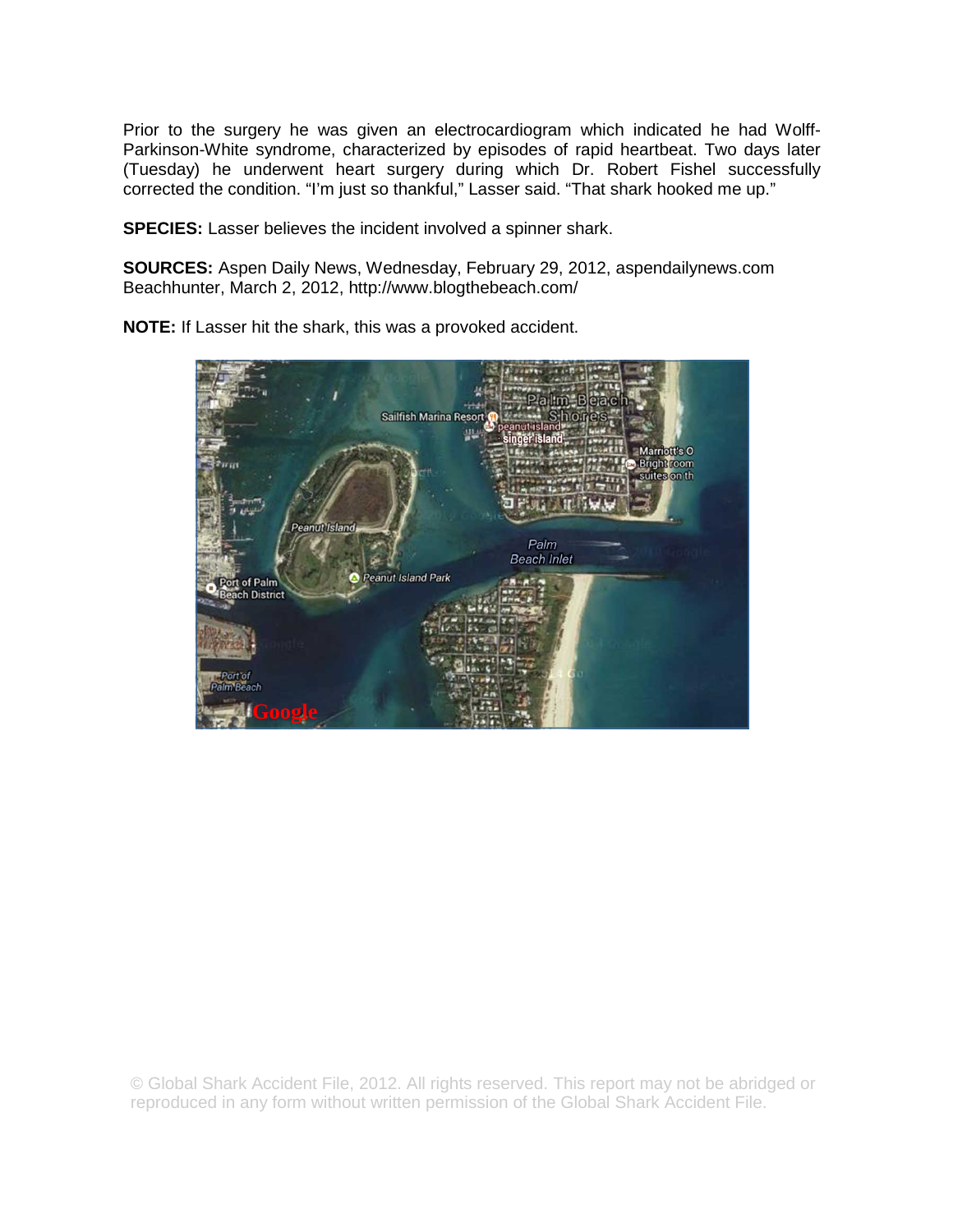Prior to the surgery he was given an electrocardiogram which indicated he had Wolff-Parkinson-White syndrome, characterized by episodes of rapid heartbeat. Two days later (Tuesday) he underwent heart surgery during which Dr. Robert Fishel successfully corrected the condition. “I’m just so thankful,” Lasser said. “That shark hooked me up.”

**SPECIES:** Lasser believes the incident involved a spinner shark.

**SOURCES:** Aspen Daily News, Wednesday, February 29, 2012, aspendailynews.com
Beachhunter, March 2, 2012, http://www.blogthebeach.com/

**NOTE:** If Lasser hit the shark, this was a provoked accident.

© Global Shark Accident File, 2012. All rights reserved. This report may not be abridged or reproduced in any form without written permission of the Global Shark Accident File.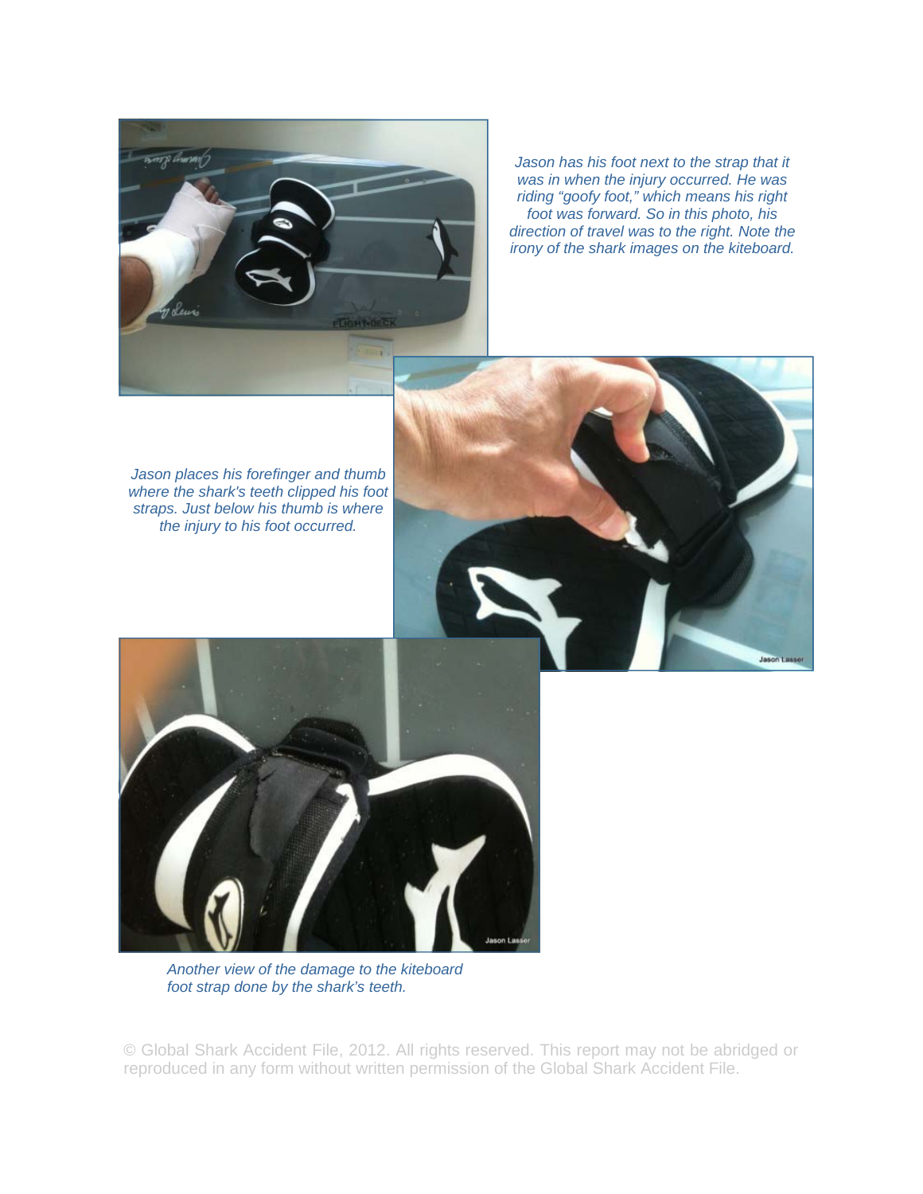*Jason has his foot next to the strap that it was in when the injury occurred. He was riding "goofy foot," which means his right foot was forward. So in this photo, his direction of travel was to the right. Note the irony of the shark images on the kiteboard.*

*Jason places his forefinger and thumb where the shark's teeth clipped his foot straps. Just below his thumb is where the injury to his foot occurred.*

*Another view of the damage to the kiteboard foot strap done by the shark's teeth.*

© Global Shark Accident File, 2012. All rights reserved. This report may not be abridged or reproduced in any form without written permission of the Global Shark Accident File.